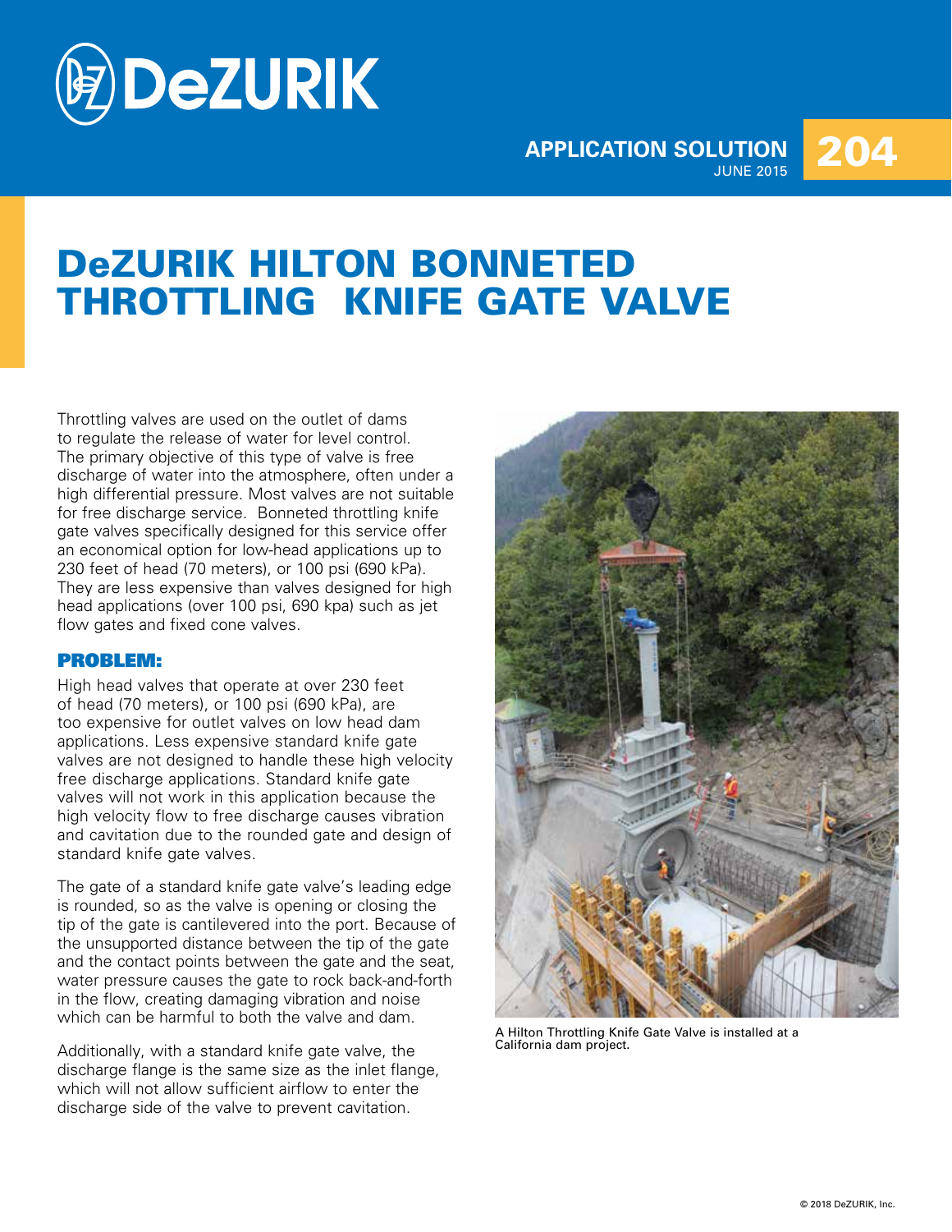DeZURIK

APPLICATION SOLUTION 204
JUNE 2015

# DeZURIK HILTON BONNETED THROTTLING KNIFE GATE VALVE

Throttling valves are used on the outlet of dams to regulate the release of water for level control. The primary objective of this type of valve is free discharge of water into the atmosphere, often under a high differential pressure. Most valves are not suitable for free discharge service. Bonneted throttling knife gate valves specifically designed for this service offer an economical option for low-head applications up to 230 feet of head (70 meters), or 100 psi (690 kPa). They are less expensive than valves designed for high head applications (over 100 psi, 690 kpa) such as jet flow gates and fixed cone valves.

## PROBLEM:

High head valves that operate at over 230 feet of head (70 meters), or 100 psi (690 kPa), are too expensive for outlet valves on low head dam applications. Less expensive standard knife gate valves are not designed to handle these high velocity free discharge applications. Standard knife gate valves will not work in this application because the high velocity flow to free discharge causes vibration and cavitation due to the rounded gate and design of standard knife gate valves.

The gate of a standard knife gate valve's leading edge is rounded, so as the valve is opening or closing the tip of the gate is cantilevered into the port. Because of the unsupported distance between the tip of the gate and the contact points between the gate and the seat, water pressure causes the gate to rock back-and-forth in the flow, creating damaging vibration and noise which can be harmful to both the valve and dam.

Additionally, with a standard knife gate valve, the discharge flange is the same size as the inlet flange, which will not allow sufficient airflow to enter the discharge side of the valve to prevent cavitation.

A Hilton Throttling Knife Gate Valve is installed at a California dam project.

© 2018 DeZURIK, Inc.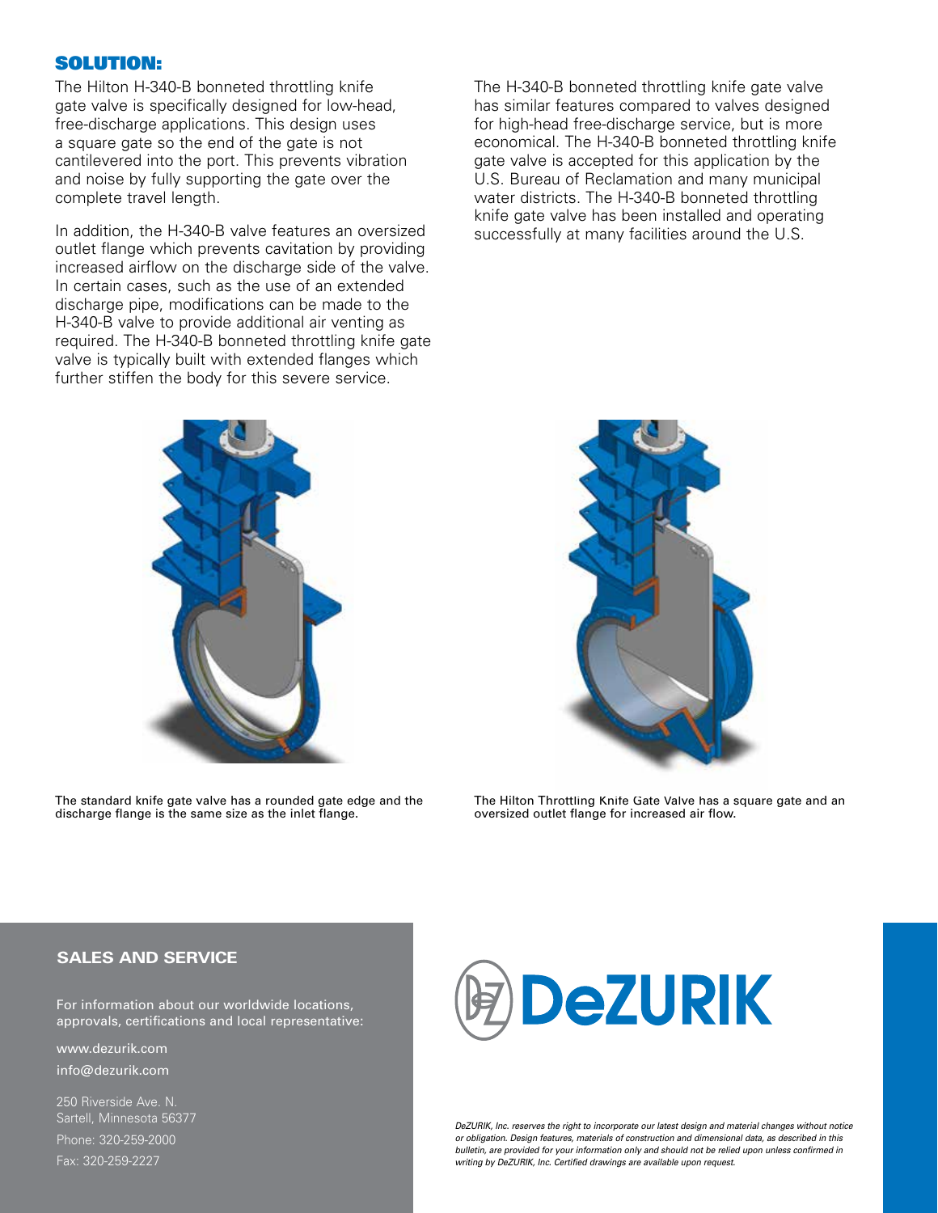## SOLUTION:

The Hilton H-340-B bonneted throttling knife gate valve is specifically designed for low-head, free-discharge applications. This design uses a square gate so the end of the gate is not cantilevered into the port. This prevents vibration and noise by fully supporting the gate over the complete travel length.

In addition, the H-340-B valve features an oversized outlet flange which prevents cavitation by providing increased airflow on the discharge side of the valve. In certain cases, such as the use of an extended discharge pipe, modifications can be made to the H-340-B valve to provide additional air venting as required. The H-340-B bonneted throttling knife gate valve is typically built with extended flanges which further stiffen the body for this severe service.

The H-340-B bonneted throttling knife gate valve has similar features compared to valves designed for high-head free-discharge service, but is more economical. The H-340-B bonneted throttling knife gate valve is accepted for this application by the U.S. Bureau of Reclamation and many municipal water districts. The H-340-B bonneted throttling knife gate valve has been installed and operating successfully at many facilities around the U.S.

The standard knife gate valve has a rounded gate edge and the discharge flange is the same size as the inlet flange.

The Hilton Throttling Knife Gate Valve has a square gate and an oversized outlet flange for increased air flow.

### SALES AND SERVICE

For information about our worldwide locations, approvals, certifications and local representative:

www.dezurik.com
info@dezurik.com

250 Riverside Ave. N.
Sartell, Minnesota 56377
Phone: 320-259-2000
Fax: 320-259-2227

DeZURIK

*DeZURIK, Inc. reserves the right to incorporate our latest design and material changes without notice or obligation. Design features, materials of construction and dimensional data, as described in this bulletin, are provided for your information only and should not be relied upon unless confirmed in writing by DeZURIK, Inc. Certified drawings are available upon request.*